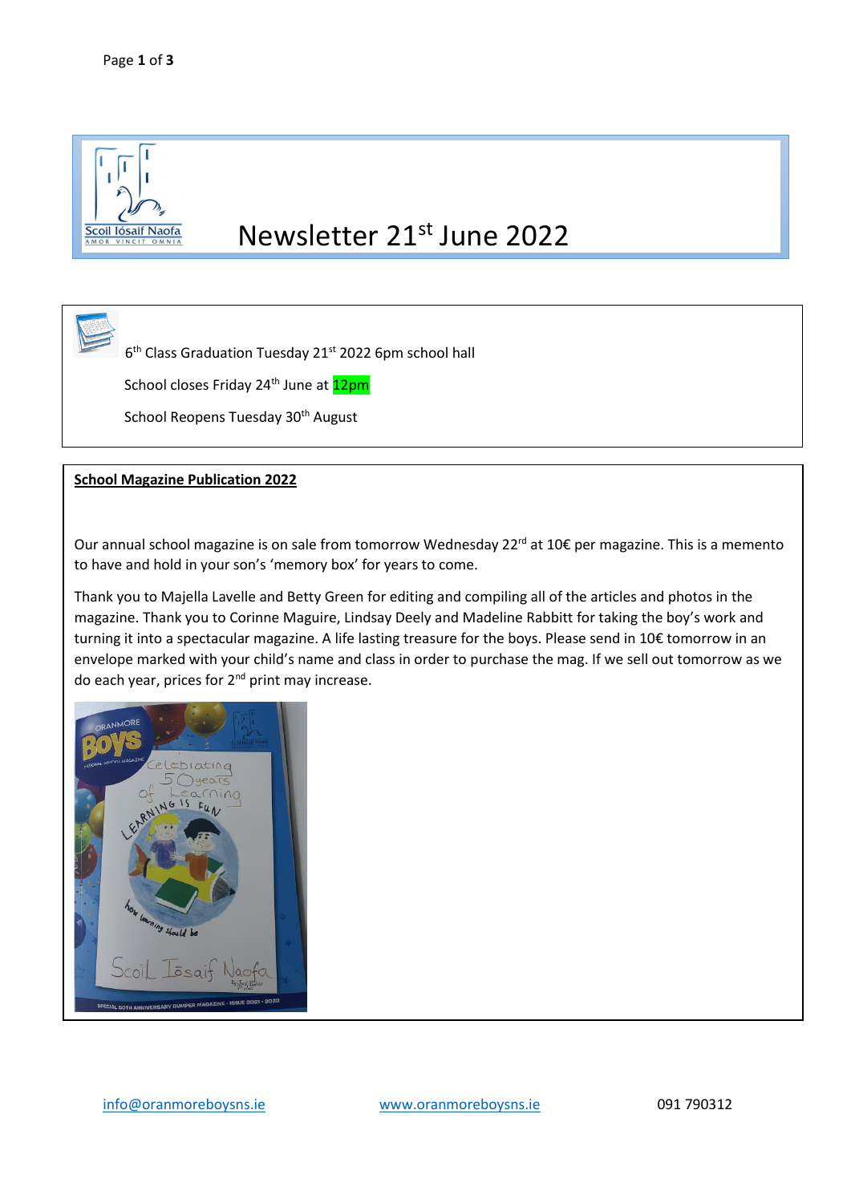Scoil Iósaif Naofa
AMOR VINCIT OMNIA

# Newsletter 21st June 2022

6th Class Graduation Tuesday 21st 2022 6pm school hall

School closes Friday 24th June at 12pm

School Reopens Tuesday 30th August

**School Magazine Publication 2022**

Our annual school magazine is on sale from tomorrow Wednesday 22rd at 10€ per magazine. This is a memento to have and hold in your son's 'memory box' for years to come.

Thank you to Majella Lavelle and Betty Green for editing and compiling all of the articles and photos in the magazine. Thank you to Corinne Maguire, Lindsay Deely and Madeline Rabbitt for taking the boy's work and turning it into a spectacular magazine. A life lasting treasure for the boys. Please send in 10€ tomorrow in an envelope marked with your child's name and class in order to purchase the mag. If we sell out tomorrow as we do each year, prices for 2nd print may increase.

info@oranmoreboysns.ie www.oranmoreboysns.ie 091 790312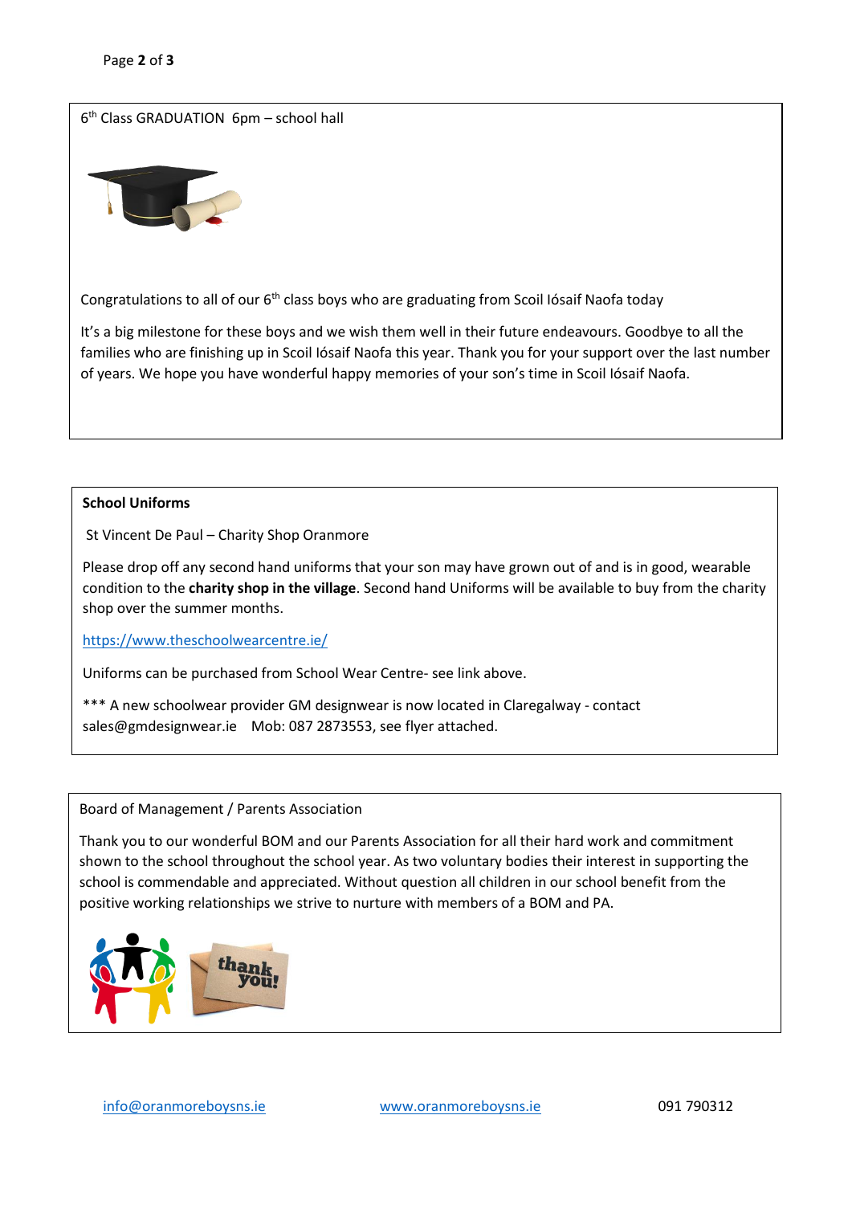6th Class GRADUATION  6pm – school hall

Congratulations to all of our 6th class boys who are graduating from Scoil Iósaif Naofa today

It's a big milestone for these boys and we wish them well in their future endeavours. Goodbye to all the families who are finishing up in Scoil Iósaif Naofa this year. Thank you for your support over the last number of years. We hope you have wonderful happy memories of your son's time in Scoil Iósaif Naofa.

**School Uniforms**

St Vincent De Paul – Charity Shop Oranmore

Please drop off any second hand uniforms that your son may have grown out of and is in good, wearable condition to the **charity shop in the village**. Second hand Uniforms will be available to buy from the charity shop over the summer months.

https://www.theschoolwearcentre.ie/

Uniforms can be purchased from School Wear Centre- see link above.

*** A new schoolwear provider GM designwear is now located in Claregalway - contact sales@gmdesignwear.ie   Mob: 087 2873553, see flyer attached.

Board of Management / Parents Association

Thank you to our wonderful BOM and our Parents Association for all their hard work and commitment shown to the school throughout the school year. As two voluntary bodies their interest in supporting the school is commendable and appreciated. Without question all children in our school benefit from the positive working relationships we strive to nurture with members of a BOM and PA.

info@oranmoreboysns.ie    www.oranmoreboysns.ie    091 790312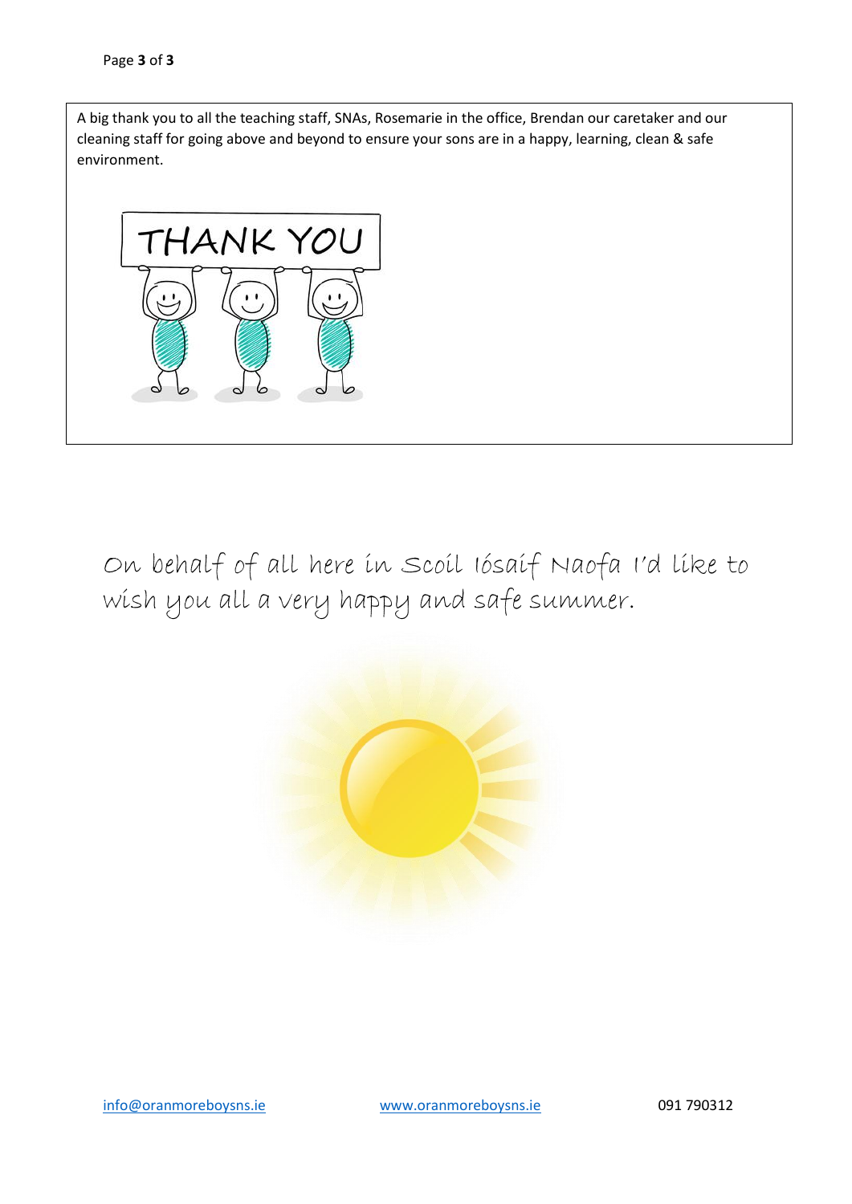A big thank you to all the teaching staff, SNAs, Rosemarie in the office, Brendan our caretaker and our cleaning staff for going above and beyond to ensure your sons are in a happy, learning, clean & safe environment.

THANK YOU

On behalf of all here in Scoil Iósaif Naofa I'd like to wish you all a very happy and safe summer.

info@oranmoreboysns.ie www.oranmoreboysns.ie 091 790312